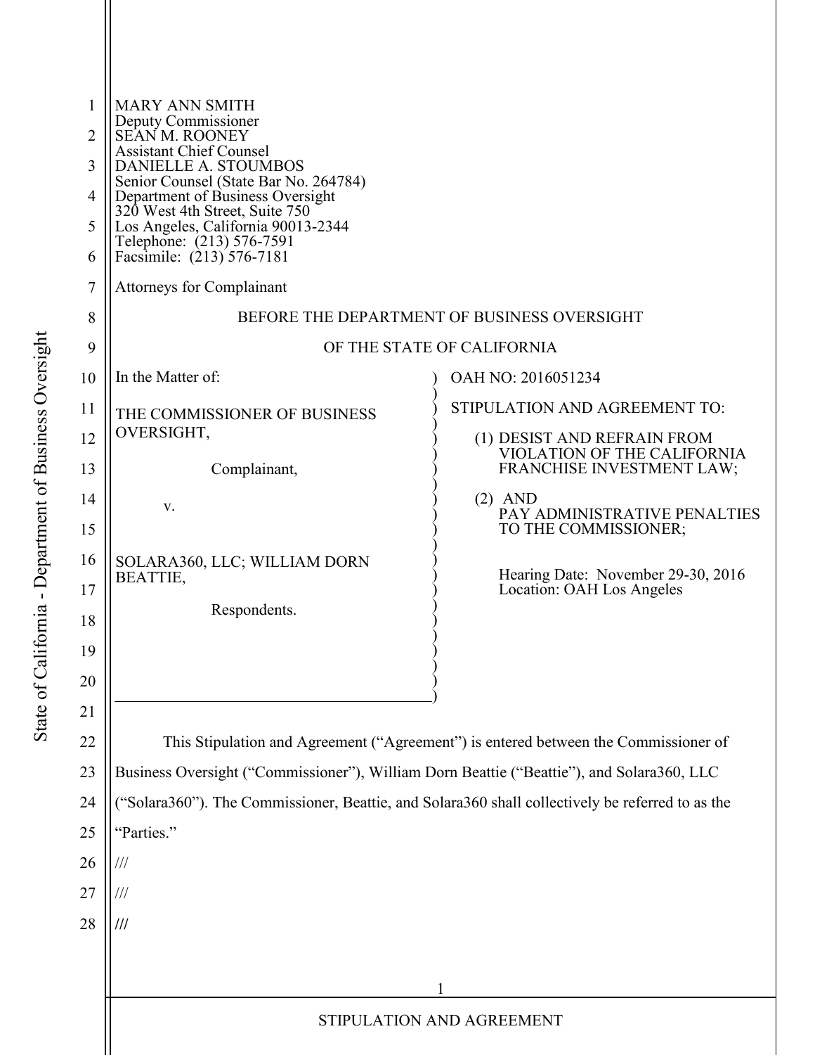MARY ANN SMITH
Deputy Commissioner
SEAN M. ROONEY
Assistant Chief Counsel
DANIELLE A. STOUMBOS
Senior Counsel (State Bar No. 264784)
Department of Business Oversight
320 West 4th Street, Suite 750
Los Angeles, California 90013-2344
Telephone: (213) 576-7591
Facsimile: (213) 576-7181

Attorneys for Complainant

BEFORE THE DEPARTMENT OF BUSINESS OVERSIGHT

OF THE STATE OF CALIFORNIA

In the Matter of:

THE COMMISSIONER OF BUSINESS OVERSIGHT,

Complainant,

v.

SOLARA360, LLC; WILLIAM DORN BEATTIE,

Respondents.

OAH NO: 2016051234

STIPULATION AND AGREEMENT TO:

(1) DESIST AND REFRAIN FROM VIOLATION OF THE CALIFORNIA FRANCHISE INVESTMENT LAW;

(2) AND PAY ADMINISTRATIVE PENALTIES TO THE COMMISSIONER;

Hearing Date: November 29-30, 2016
Location: OAH Los Angeles

This Stipulation and Agreement ("Agreement") is entered between the Commissioner of Business Oversight ("Commissioner"), William Dorn Beattie ("Beattie"), and Solara360, LLC ("Solara360"). The Commissioner, Beattie, and Solara360 shall collectively be referred to as the "Parties."

///

///

///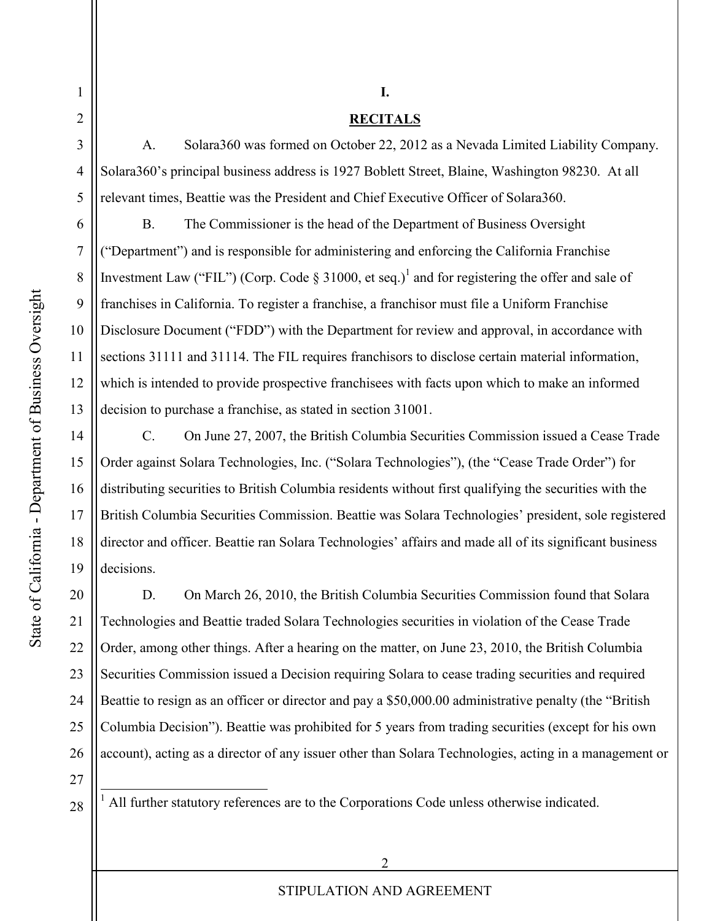# I.

## RECITALS

A. Solara360 was formed on October 22, 2012 as a Nevada Limited Liability Company. Solara360's principal business address is 1927 Boblett Street, Blaine, Washington 98230. At all relevant times, Beattie was the President and Chief Executive Officer of Solara360.

B. The Commissioner is the head of the Department of Business Oversight ("Department") and is responsible for administering and enforcing the California Franchise Investment Law ("FIL") (Corp. Code § 31000, et seq.)[1] and for registering the offer and sale of franchises in California. To register a franchise, a franchisor must file a Uniform Franchise Disclosure Document ("FDD") with the Department for review and approval, in accordance with sections 31111 and 31114. The FIL requires franchisors to disclose certain material information, which is intended to provide prospective franchisees with facts upon which to make an informed decision to purchase a franchise, as stated in section 31001.

C. On June 27, 2007, the British Columbia Securities Commission issued a Cease Trade Order against Solara Technologies, Inc. ("Solara Technologies"), (the "Cease Trade Order") for distributing securities to British Columbia residents without first qualifying the securities with the British Columbia Securities Commission. Beattie was Solara Technologies' president, sole registered director and officer. Beattie ran Solara Technologies' affairs and made all of its significant business decisions.

D. On March 26, 2010, the British Columbia Securities Commission found that Solara Technologies and Beattie traded Solara Technologies securities in violation of the Cease Trade Order, among other things. After a hearing on the matter, on June 23, 2010, the British Columbia Securities Commission issued a Decision requiring Solara to cease trading securities and required Beattie to resign as an officer or director and pay a $50,000.00 administrative penalty (the "British Columbia Decision"). Beattie was prohibited for 5 years from trading securities (except for his own account), acting as a director of any issuer other than Solara Technologies, acting in a management or

---

[1] All further statutory references are to the Corporations Code unless otherwise indicated.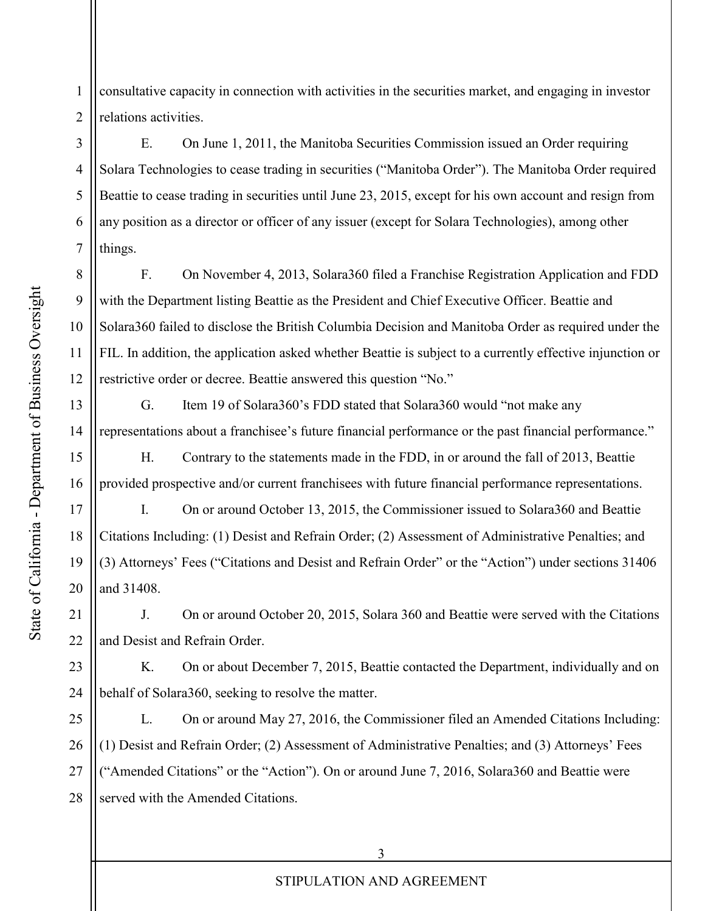consultative capacity in connection with activities in the securities market, and engaging in investor relations activities.

E. On June 1, 2011, the Manitoba Securities Commission issued an Order requiring Solara Technologies to cease trading in securities ("Manitoba Order"). The Manitoba Order required Beattie to cease trading in securities until June 23, 2015, except for his own account and resign from any position as a director or officer of any issuer (except for Solara Technologies), among other things.

F. On November 4, 2013, Solara360 filed a Franchise Registration Application and FDD with the Department listing Beattie as the President and Chief Executive Officer. Beattie and Solara360 failed to disclose the British Columbia Decision and Manitoba Order as required under the FIL. In addition, the application asked whether Beattie is subject to a currently effective injunction or restrictive order or decree. Beattie answered this question "No."

G. Item 19 of Solara360's FDD stated that Solara360 would "not make any representations about a franchisee's future financial performance or the past financial performance."

H. Contrary to the statements made in the FDD, in or around the fall of 2013, Beattie provided prospective and/or current franchisees with future financial performance representations.

I. On or around October 13, 2015, the Commissioner issued to Solara360 and Beattie Citations Including: (1) Desist and Refrain Order; (2) Assessment of Administrative Penalties; and (3) Attorneys' Fees ("Citations and Desist and Refrain Order" or the "Action") under sections 31406 and 31408.

J. On or around October 20, 2015, Solara 360 and Beattie were served with the Citations and Desist and Refrain Order.

K. On or about December 7, 2015, Beattie contacted the Department, individually and on behalf of Solara360, seeking to resolve the matter.

L. On or around May 27, 2016, the Commissioner filed an Amended Citations Including: (1) Desist and Refrain Order; (2) Assessment of Administrative Penalties; and (3) Attorneys' Fees ("Amended Citations" or the "Action"). On or around June 7, 2016, Solara360 and Beattie were served with the Amended Citations.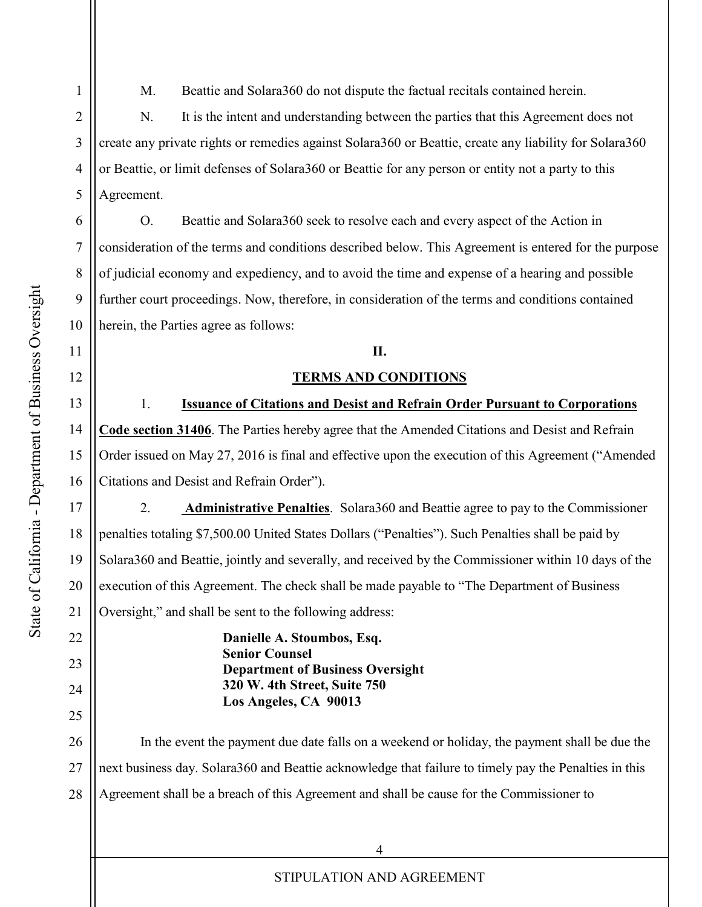M. Beattie and Solara360 do not dispute the factual recitals contained herein.

N. It is the intent and understanding between the parties that this Agreement does not create any private rights or remedies against Solara360 or Beattie, create any liability for Solara360 or Beattie, or limit defenses of Solara360 or Beattie for any person or entity not a party to this Agreement.

O. Beattie and Solara360 seek to resolve each and every aspect of the Action in consideration of the terms and conditions described below. This Agreement is entered for the purpose of judicial economy and expediency, and to avoid the time and expense of a hearing and possible further court proceedings. Now, therefore, in consideration of the terms and conditions contained herein, the Parties agree as follows:

## II.

## TERMS AND CONDITIONS

1. **Issuance of Citations and Desist and Refrain Order Pursuant to Corporations Code section 31406**. The Parties hereby agree that the Amended Citations and Desist and Refrain Order issued on May 27, 2016 is final and effective upon the execution of this Agreement ("Amended Citations and Desist and Refrain Order").

2. **Administrative Penalties**. Solara360 and Beattie agree to pay to the Commissioner penalties totaling $7,500.00 United States Dollars ("Penalties"). Such Penalties shall be paid by Solara360 and Beattie, jointly and severally, and received by the Commissioner within 10 days of the execution of this Agreement. The check shall be made payable to "The Department of Business Oversight," and shall be sent to the following address:

**Danielle A. Stoumbos, Esq.**
**Senior Counsel**
**Department of Business Oversight**
**320 W. 4th Street, Suite 750**
**Los Angeles, CA 90013**

In the event the payment due date falls on a weekend or holiday, the payment shall be due the next business day. Solara360 and Beattie acknowledge that failure to timely pay the Penalties in this Agreement shall be a breach of this Agreement and shall be cause for the Commissioner to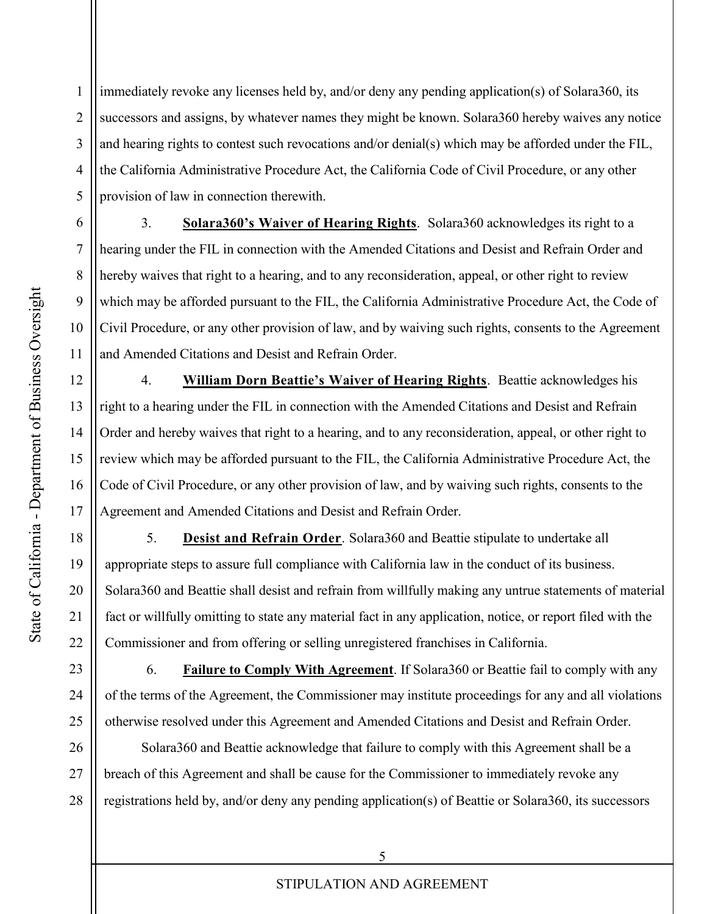immediately revoke any licenses held by, and/or deny any pending application(s) of Solara360, its successors and assigns, by whatever names they might be known. Solara360 hereby waives any notice and hearing rights to contest such revocations and/or denial(s) which may be afforded under the FIL, the California Administrative Procedure Act, the California Code of Civil Procedure, or any other provision of law in connection therewith.

3. **Solara360's Waiver of Hearing Rights**. Solara360 acknowledges its right to a hearing under the FIL in connection with the Amended Citations and Desist and Refrain Order and hereby waives that right to a hearing, and to any reconsideration, appeal, or other right to review which may be afforded pursuant to the FIL, the California Administrative Procedure Act, the Code of Civil Procedure, or any other provision of law, and by waiving such rights, consents to the Agreement and Amended Citations and Desist and Refrain Order.

4. **William Dorn Beattie's Waiver of Hearing Rights**. Beattie acknowledges his right to a hearing under the FIL in connection with the Amended Citations and Desist and Refrain Order and hereby waives that right to a hearing, and to any reconsideration, appeal, or other right to review which may be afforded pursuant to the FIL, the California Administrative Procedure Act, the Code of Civil Procedure, or any other provision of law, and by waiving such rights, consents to the Agreement and Amended Citations and Desist and Refrain Order.

5. **Desist and Refrain Order**. Solara360 and Beattie stipulate to undertake all appropriate steps to assure full compliance with California law in the conduct of its business. Solara360 and Beattie shall desist and refrain from willfully making any untrue statements of material fact or willfully omitting to state any material fact in any application, notice, or report filed with the Commissioner and from offering or selling unregistered franchises in California.

6. **Failure to Comply With Agreement**. If Solara360 or Beattie fail to comply with any of the terms of the Agreement, the Commissioner may institute proceedings for any and all violations otherwise resolved under this Agreement and Amended Citations and Desist and Refrain Order.

Solara360 and Beattie acknowledge that failure to comply with this Agreement shall be a breach of this Agreement and shall be cause for the Commissioner to immediately revoke any registrations held by, and/or deny any pending application(s) of Beattie or Solara360, its successors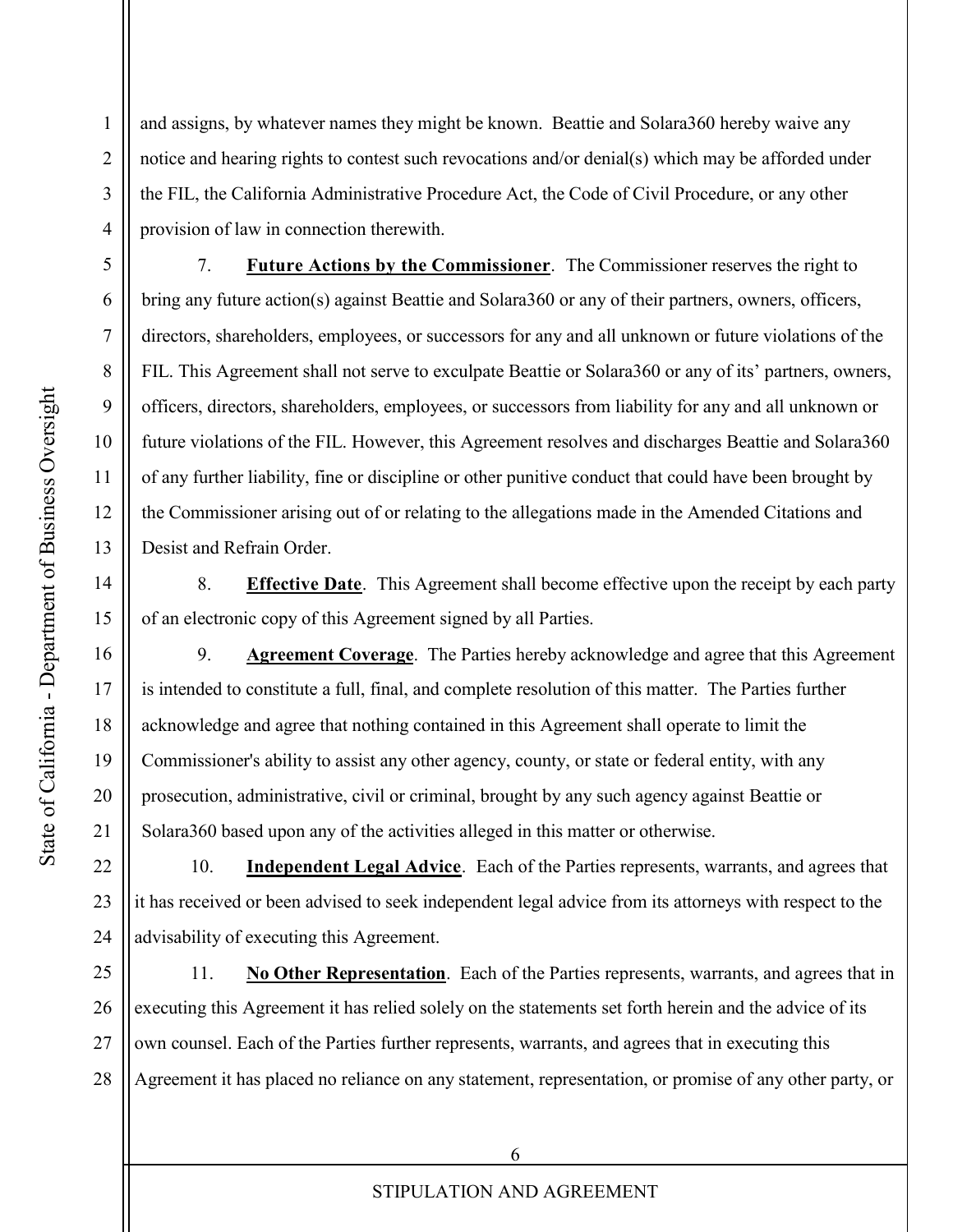and assigns, by whatever names they might be known. Beattie and Solara360 hereby waive any notice and hearing rights to contest such revocations and/or denial(s) which may be afforded under the FIL, the California Administrative Procedure Act, the Code of Civil Procedure, or any other provision of law in connection therewith.

7. **Future Actions by the Commissioner**. The Commissioner reserves the right to bring any future action(s) against Beattie and Solara360 or any of their partners, owners, officers, directors, shareholders, employees, or successors for any and all unknown or future violations of the FIL. This Agreement shall not serve to exculpate Beattie or Solara360 or any of its' partners, owners, officers, directors, shareholders, employees, or successors from liability for any and all unknown or future violations of the FIL. However, this Agreement resolves and discharges Beattie and Solara360 of any further liability, fine or discipline or other punitive conduct that could have been brought by the Commissioner arising out of or relating to the allegations made in the Amended Citations and Desist and Refrain Order.

8. **Effective Date**. This Agreement shall become effective upon the receipt by each party of an electronic copy of this Agreement signed by all Parties.

9. **Agreement Coverage**. The Parties hereby acknowledge and agree that this Agreement is intended to constitute a full, final, and complete resolution of this matter. The Parties further acknowledge and agree that nothing contained in this Agreement shall operate to limit the Commissioner's ability to assist any other agency, county, or state or federal entity, with any prosecution, administrative, civil or criminal, brought by any such agency against Beattie or Solara360 based upon any of the activities alleged in this matter or otherwise.

10. **Independent Legal Advice**. Each of the Parties represents, warrants, and agrees that it has received or been advised to seek independent legal advice from its attorneys with respect to the advisability of executing this Agreement.

11. **No Other Representation**. Each of the Parties represents, warrants, and agrees that in executing this Agreement it has relied solely on the statements set forth herein and the advice of its own counsel. Each of the Parties further represents, warrants, and agrees that in executing this Agreement it has placed no reliance on any statement, representation, or promise of any other party, or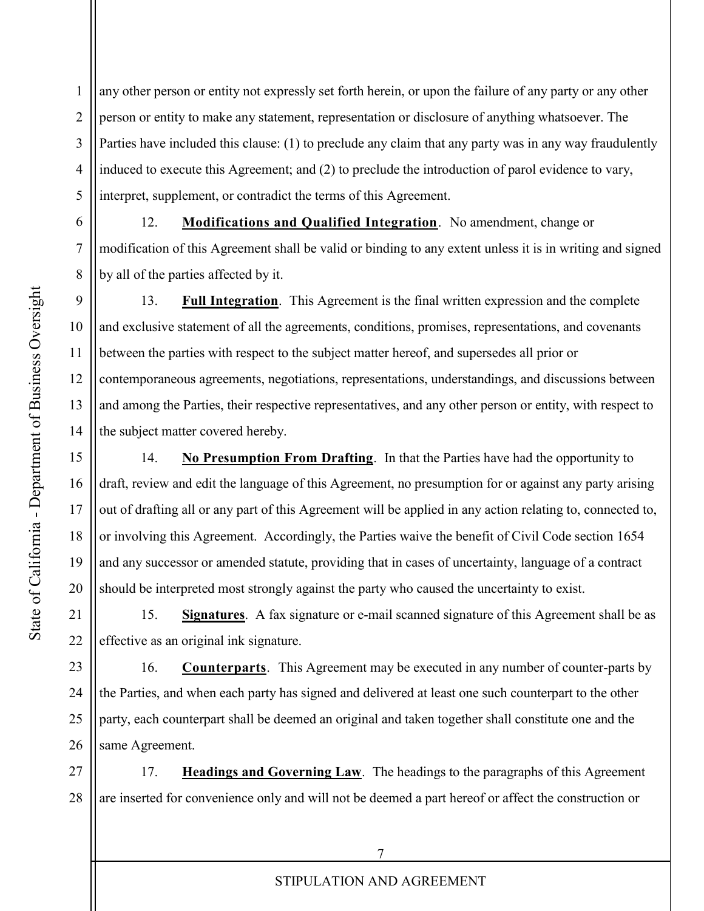any other person or entity not expressly set forth herein, or upon the failure of any party or any other person or entity to make any statement, representation or disclosure of anything whatsoever. The Parties have included this clause: (1) to preclude any claim that any party was in any way fraudulently induced to execute this Agreement; and (2) to preclude the introduction of parol evidence to vary, interpret, supplement, or contradict the terms of this Agreement.

12. **Modifications and Qualified Integration**. No amendment, change or modification of this Agreement shall be valid or binding to any extent unless it is in writing and signed by all of the parties affected by it.

13. **Full Integration**. This Agreement is the final written expression and the complete and exclusive statement of all the agreements, conditions, promises, representations, and covenants between the parties with respect to the subject matter hereof, and supersedes all prior or contemporaneous agreements, negotiations, representations, understandings, and discussions between and among the Parties, their respective representatives, and any other person or entity, with respect to the subject matter covered hereby.

14. **No Presumption From Drafting**. In that the Parties have had the opportunity to draft, review and edit the language of this Agreement, no presumption for or against any party arising out of drafting all or any part of this Agreement will be applied in any action relating to, connected to, or involving this Agreement. Accordingly, the Parties waive the benefit of Civil Code section 1654 and any successor or amended statute, providing that in cases of uncertainty, language of a contract should be interpreted most strongly against the party who caused the uncertainty to exist.

15. **Signatures**. A fax signature or e-mail scanned signature of this Agreement shall be as effective as an original ink signature.

16. **Counterparts**. This Agreement may be executed in any number of counter-parts by the Parties, and when each party has signed and delivered at least one such counterpart to the other party, each counterpart shall be deemed an original and taken together shall constitute one and the same Agreement.

17. **Headings and Governing Law**. The headings to the paragraphs of this Agreement are inserted for convenience only and will not be deemed a part hereof or affect the construction or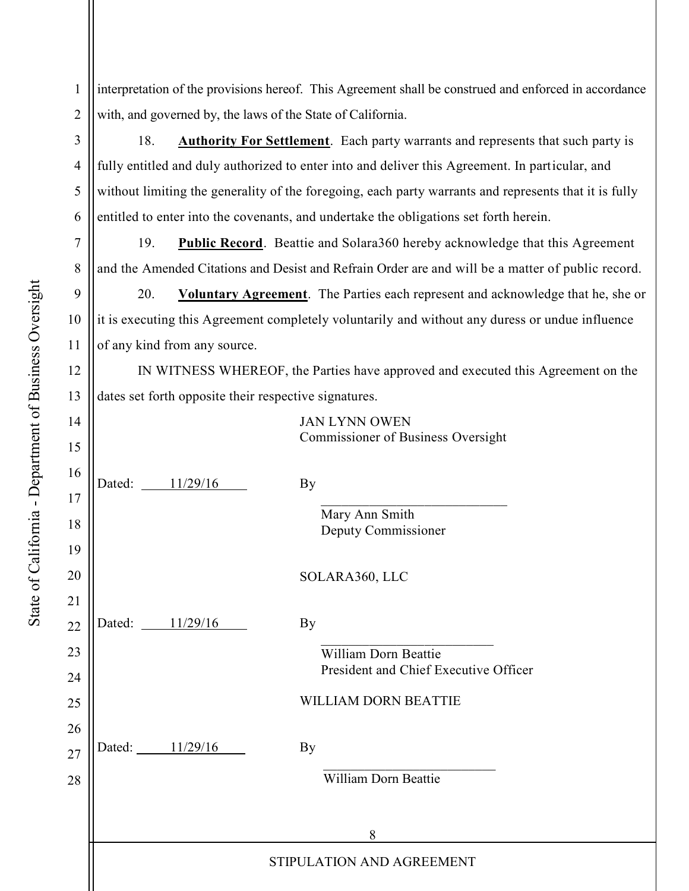interpretation of the provisions hereof. This Agreement shall be construed and enforced in accordance with, and governed by, the laws of the State of California.

18. **Authority For Settlement**. Each party warrants and represents that such party is fully entitled and duly authorized to enter into and deliver this Agreement. In particular, and without limiting the generality of the foregoing, each party warrants and represents that it is fully entitled to enter into the covenants, and undertake the obligations set forth herein.

19. **Public Record**. Beattie and Solara360 hereby acknowledge that this Agreement and the Amended Citations and Desist and Refrain Order are and will be a matter of public record.

20. **Voluntary Agreement**. The Parties each represent and acknowledge that he, she or it is executing this Agreement completely voluntarily and without any duress or undue influence of any kind from any source.

IN WITNESS WHEREOF, the Parties have approved and executed this Agreement on the dates set forth opposite their respective signatures.

JAN LYNN OWEN
Commissioner of Business Oversight

Dated: 11/29/16 By ___________________________
Mary Ann Smith
Deputy Commissioner

SOLARA360, LLC

Dated: 11/29/16 By ___________________________
William Dorn Beattie
President and Chief Executive Officer

WILLIAM DORN BEATTIE

Dated: 11/29/16 By ___________________________
William Dorn Beattie

STIPULATION AND AGREEMENT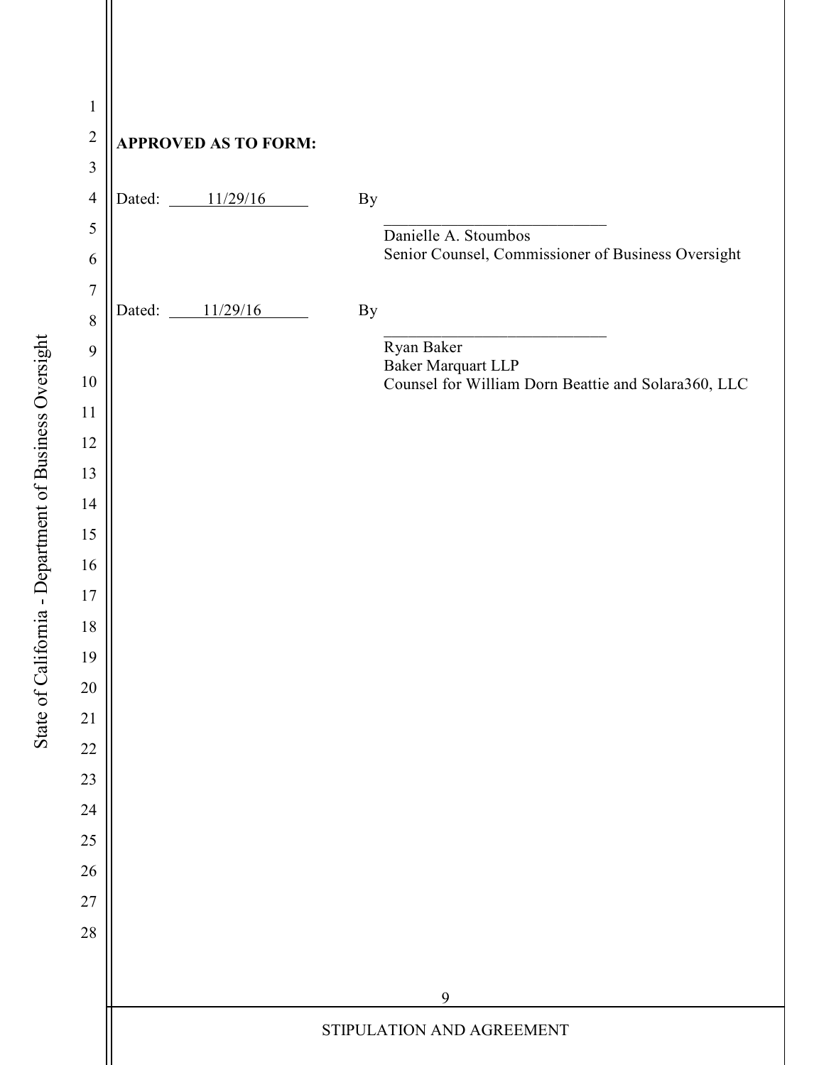**APPROVED AS TO FORM:**

Dated: 11/29/16 By

\_\_\_\_\_\_\_\_\_\_\_\_\_\_\_\_\_\_\_\_\_\_\_\_\_\_\_\_
Danielle A. Stoumbos
Senior Counsel, Commissioner of Business Oversight

Dated: 11/29/16 By

\_\_\_\_\_\_\_\_\_\_\_\_\_\_\_\_\_\_\_\_\_\_\_\_\_\_\_\_
Ryan Baker
Baker Marquart LLP
Counsel for William Dorn Beattie and Solara360, LLC